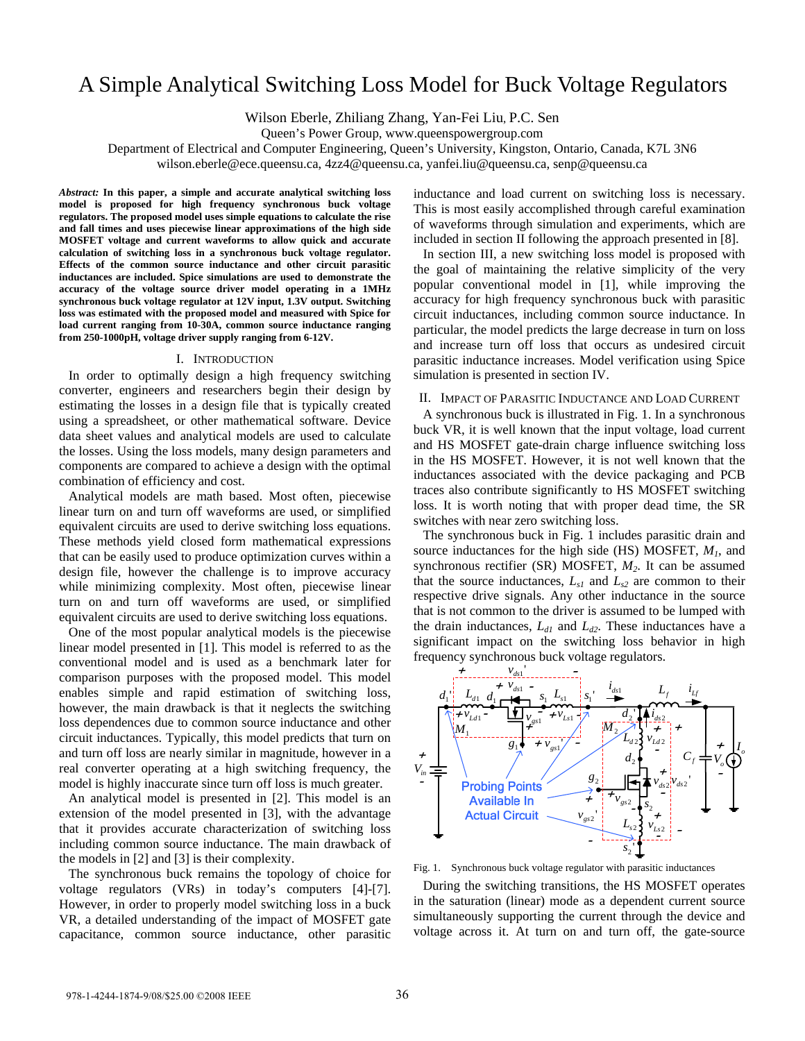# A Simple Analytical Switching Loss Model for Buck Voltage Regulators

Wilson Eberle, Zhiliang Zhang, Yan-Fei Liu, P.C. Sen

Queen's Power Group, www.queenspowergroup.com

Department of Electrical and Computer Engineering, Queen's University, Kingston, Ontario, Canada, K7L 3N6

wilson.eberle@ece.queensu.ca, 4zz4@queensu.ca, yanfei.liu@queensu.ca, senp@queensu.ca

***Abstract:*** **In this paper, a simple and accurate analytical switching loss model is proposed for high frequency synchronous buck voltage regulators. The proposed model uses simple equations to calculate the rise and fall times and uses piecewise linear approximations of the high side MOSFET voltage and current waveforms to allow quick and accurate calculation of switching loss in a synchronous buck voltage regulator. Effects of the common source inductance and other circuit parasitic inductances are included. Spice simulations are used to demonstrate the accuracy of the voltage source driver model operating in a 1MHz synchronous buck voltage regulator at 12V input, 1.3V output. Switching loss was estimated with the proposed model and measured with Spice for load current ranging from 10-30A, common source inductance ranging from 250-1000pH, voltage driver supply ranging from 6-12V.**

## I. Introduction

In order to optimally design a high frequency switching converter, engineers and researchers begin their design by estimating the losses in a design file that is typically created using a spreadsheet, or other mathematical software. Device data sheet values and analytical models are used to calculate the losses. Using the loss models, many design parameters and components are compared to achieve a design with the optimal combination of efficiency and cost.

Analytical models are math based. Most often, piecewise linear turn on and turn off waveforms are used, or simplified equivalent circuits are used to derive switching loss equations. These methods yield closed form mathematical expressions that can be easily used to produce optimization curves within a design file, however the challenge is to improve accuracy while minimizing complexity. Most often, piecewise linear turn on and turn off waveforms are used, or simplified equivalent circuits are used to derive switching loss equations.

One of the most popular analytical models is the piecewise linear model presented in [1]. This model is referred to as the conventional model and is used as a benchmark later for comparison purposes with the proposed model. This model enables simple and rapid estimation of switching loss, however, the main drawback is that it neglects the switching loss dependences due to common source inductance and other circuit inductances. Typically, this model predicts that turn on and turn off loss are nearly similar in magnitude, however in a real converter operating at a high switching frequency, the model is highly inaccurate since turn off loss is much greater.

An analytical model is presented in [2]. This model is an extension of the model presented in [3], with the advantage that it provides accurate characterization of switching loss including common source inductance. The main drawback of the models in [2] and [3] is their complexity.

The synchronous buck remains the topology of choice for voltage regulators (VRs) in today's computers [4]-[7]. However, in order to properly model switching loss in a buck VR, a detailed understanding of the impact of MOSFET gate capacitance, common source inductance, other parasitic inductance and load current on switching loss is necessary. This is most easily accomplished through careful examination of waveforms through simulation and experiments, which are included in section II following the approach presented in [8].

In section III, a new switching loss model is proposed with the goal of maintaining the relative simplicity of the very popular conventional model in [1], while improving the accuracy for high frequency synchronous buck with parasitic circuit inductances, including common source inductance. In particular, the model predicts the large decrease in turn on loss and increase turn off loss that occurs as undesired circuit parasitic inductance increases. Model verification using Spice simulation is presented in section IV.

## II. Impact of Parasitic Inductance and Load Current

A synchronous buck is illustrated in Fig. 1. In a synchronous buck VR, it is well known that the input voltage, load current and HS MOSFET gate-drain charge influence switching loss in the HS MOSFET. However, it is not well known that the inductances associated with the device packaging and PCB traces also contribute significantly to HS MOSFET switching loss. It is worth noting that with proper dead time, the SR switches with near zero switching loss.

The synchronous buck in Fig. 1 includes parasitic drain and source inductances for the high side (HS) MOSFET, $M_1$, and synchronous rectifier (SR) MOSFET, $M_2$. The source inductances, $L_{s1}$ and $L_{s2}$ are common to their respective drive signals. Any other inductance in the source that is not common to the driver is assumed to be lumped with the drain inductances, $L_{d1}$ and $L_{d2}$. These inductances have a significant impact on the switching loss behavior in high frequency synchronous buck voltage regulators.

Probing Points Available In Actual Circuit

Fig. 1. Synchronous buck voltage regulator with parasitic inductances

During the switching transitions, the HS MOSFET operates in the saturation (linear) mode as a dependent current source simultaneously supporting the current through the device and voltage across it. At turn on and turn off, the gate-source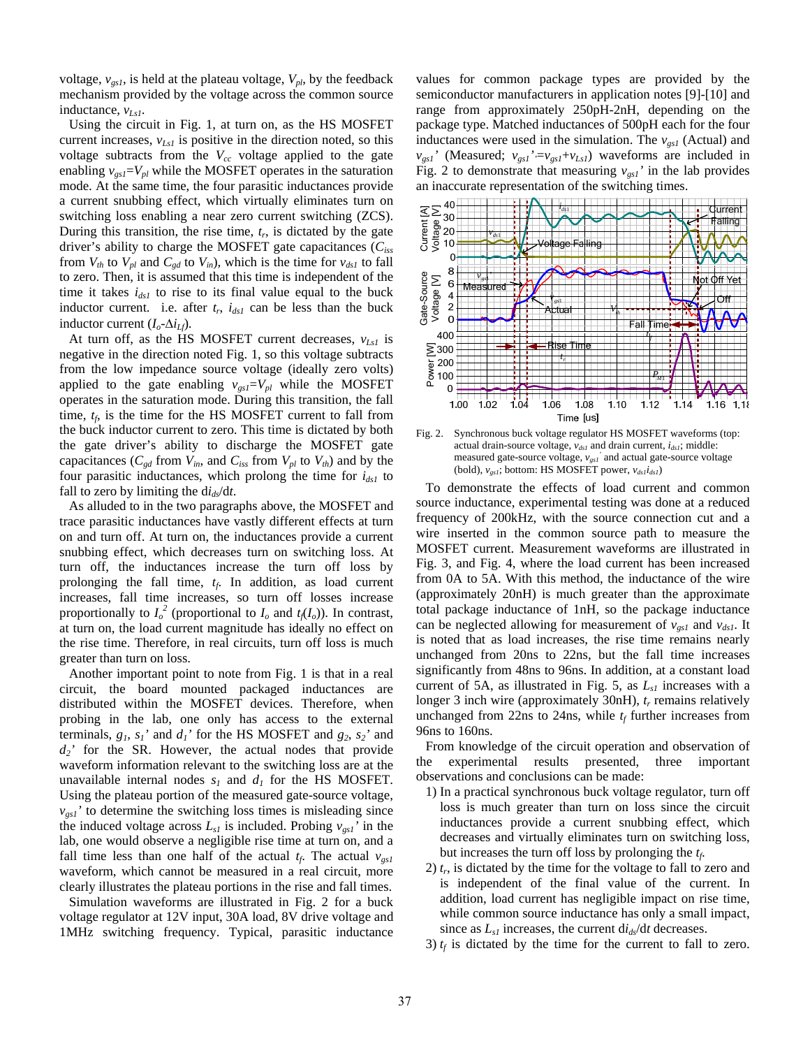voltage, $v_{gs1}$, is held at the plateau voltage, $V_{pl}$, by the feedback mechanism provided by the voltage across the common source inductance, $v_{Ls1}$.

Using the circuit in Fig. 1, at turn on, as the HS MOSFET current increases, $v_{Ls1}$ is positive in the direction noted, so this voltage subtracts from the $V_{cc}$ voltage applied to the gate enabling $v_{gs1}=V_{pl}$ while the MOSFET operates in the saturation mode. At the same time, the four parasitic inductances provide a current snubbing effect, which virtually eliminates turn on switching loss enabling a near zero current switching (ZCS). During this transition, the rise time, $t_r$, is dictated by the gate driver's ability to charge the MOSFET gate capacitances ($C_{iss}$ from $V_{th}$ to $V_{pl}$ and $C_{gd}$ to $V_{in}$), which is the time for $v_{ds1}$ to fall to zero. Then, it is assumed that this time is independent of the time it takes $i_{ds1}$ to rise to its final value equal to the buck inductor current. i.e. after $t_r$, $i_{ds1}$ can be less than the buck inductor current ($I_o$-$\Delta i_{Lf}$).

At turn off, as the HS MOSFET current decreases, $v_{Ls1}$ is negative in the direction noted Fig. 1, so this voltage subtracts from the low impedance source voltage (ideally zero volts) applied to the gate enabling $v_{gs1}=V_{pl}$ while the MOSFET operates in the saturation mode. During this transition, the fall time, $t_f$, is the time for the HS MOSFET current to fall from the buck inductor current to zero. This time is dictated by both the gate driver's ability to discharge the MOSFET gate capacitances ($C_{gd}$ from $V_{in}$, and $C_{iss}$ from $V_{pl}$ to $V_{th}$) and by the four parasitic inductances, which prolong the time for $i_{ds1}$ to fall to zero by limiting the d$i_{ds}$/d$t$.

As alluded to in the two paragraphs above, the MOSFET and trace parasitic inductances have vastly different effects at turn on and turn off. At turn on, the inductances provide a current snubbing effect, which decreases turn on switching loss. At turn off, the inductances increase the turn off loss by prolonging the fall time, $t_f$. In addition, as load current increases, fall time increases, so turn off losses increase proportionally to $I_o^2$ (proportional to $I_o$ and $t_f(I_o)$). In contrast, at turn on, the load current magnitude has ideally no effect on the rise time. Therefore, in real circuits, turn off loss is much greater than turn on loss.

Another important point to note from Fig. 1 is that in a real circuit, the board mounted packaged inductances are distributed within the MOSFET devices. Therefore, when probing in the lab, one only has access to the external terminals, $g_1$, $s_1$' and $d_1$' for the HS MOSFET and $g_2$, $s_2$' and $d_2$' for the SR. However, the actual nodes that provide waveform information relevant to the switching loss are at the unavailable internal nodes $s_1$ and $d_1$ for the HS MOSFET. Using the plateau portion of the measured gate-source voltage, $v_{gs1}$' to determine the switching loss times is misleading since the induced voltage across $L_{s1}$ is included. Probing $v_{gs1}$' in the lab, one would observe a negligible rise time at turn on, and a fall time less than one half of the actual $t_f$. The actual $v_{gs1}$ waveform, which cannot be measured in a real circuit, more clearly illustrates the plateau portions in the rise and fall times.

Simulation waveforms are illustrated in Fig. 2 for a buck voltage regulator at 12V input, 30A load, 8V drive voltage and 1MHz switching frequency. Typical, parasitic inductance values for common package types are provided by the semiconductor manufacturers in application notes [9]-[10] and range from approximately 250pH-2nH, depending on the package type. Matched inductances of 500pH each for the four inductances were used in the simulation. The $v_{gs1}$ (Actual) and $v_{gs1}$' (Measured; $v_{gs1}'=v_{gs1}+v_{Ls1}$) waveforms are included in Fig. 2 to demonstrate that measuring $v_{gs1}$' in the lab provides an inaccurate representation of the switching times.

Fig. 2. Synchronous buck voltage regulator HS MOSFET waveforms (top: actual drain-source voltage, $v_{ds1}$ and drain current, $i_{ds1}$; middle: measured gate-source voltage, $v_{gs1}$' and actual gate-source voltage (bold), $v_{gs1}$; bottom: HS MOSFET power, $v_{ds1}i_{ds1}$)

To demonstrate the effects of load current and common source inductance, experimental testing was done at a reduced frequency of 200kHz, with the source connection cut and a wire inserted in the common source path to measure the MOSFET current. Measurement waveforms are illustrated in Fig. 3, and Fig. 4, where the load current has been increased from 0A to 5A. With this method, the inductance of the wire (approximately 20nH) is much greater than the approximate total package inductance of 1nH, so the package inductance can be neglected allowing for measurement of $v_{gs1}$ and $v_{ds1}$. It is noted that as load increases, the rise time remains nearly unchanged from 20ns to 22ns, but the fall time increases significantly from 48ns to 96ns. In addition, at a constant load current of 5A, as illustrated in Fig. 5, as $L_{s1}$ increases with a longer 3 inch wire (approximately 30nH), $t_r$ remains relatively unchanged from 22ns to 24ns, while $t_f$ further increases from 96ns to 160ns.

From knowledge of the circuit operation and observation of the experimental results presented, three important observations and conclusions can be made:

1) In a practical synchronous buck voltage regulator, turn off loss is much greater than turn on loss since the circuit inductances provide a current snubbing effect, which decreases and virtually eliminates turn on switching loss, but increases the turn off loss by prolonging the $t_f$.
2) $t_r$, is dictated by the time for the voltage to fall to zero and is independent of the final value of the current. In addition, load current has negligible impact on rise time, while common source inductance has only a small impact, since as $L_{s1}$ increases, the current d$i_{ds}$/d$t$ decreases.
3) $t_f$ is dictated by the time for the current to fall to zero.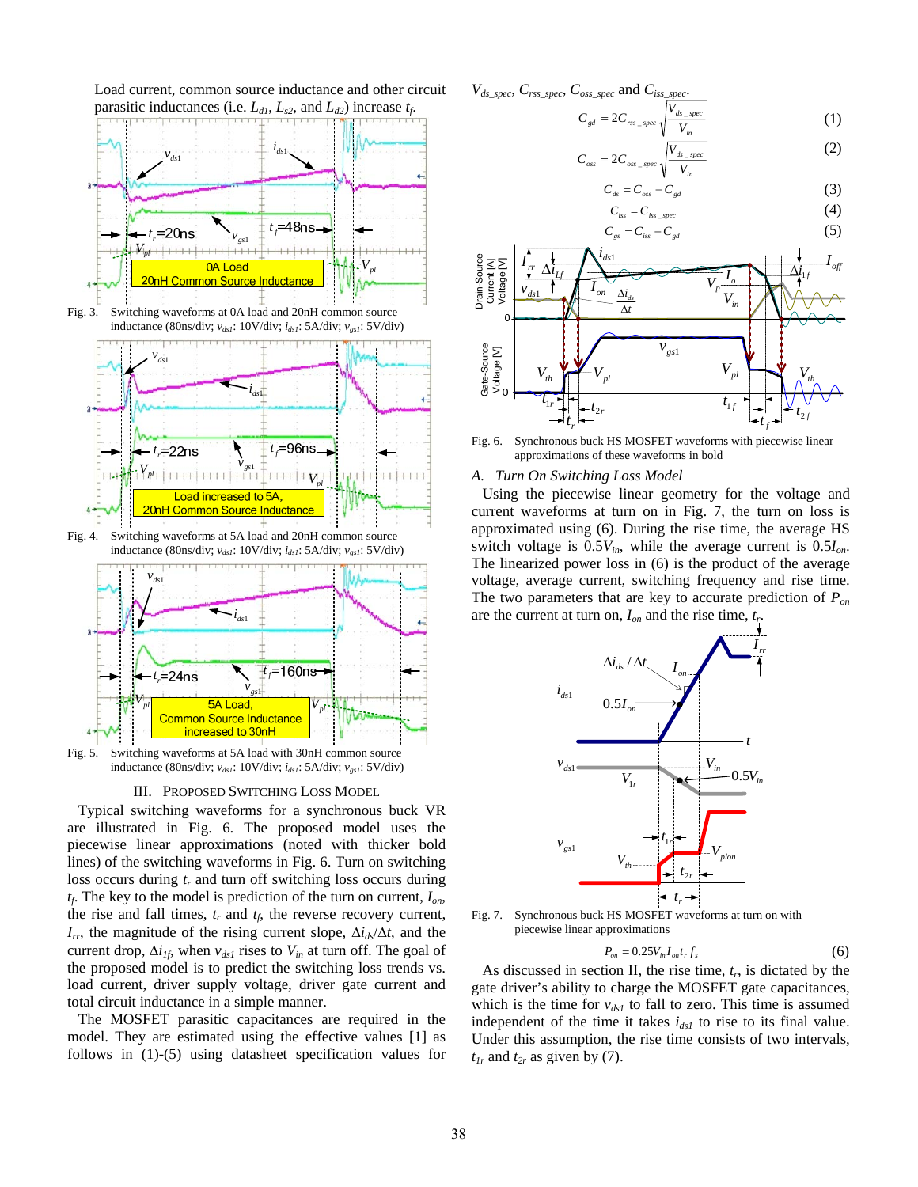Load current, common source inductance and other circuit parasitic inductances (i.e. $L_{d1}$, $L_{s2}$, and $L_{d2}$) increase $t_f$.

Fig. 3. Switching waveforms at 0A load and 20nH common source inductance (80ns/div; $v_{ds1}$: 10V/div; $i_{ds1}$: 5A/div; $v_{gs1}$: 5V/div)

Fig. 4. Switching waveforms at 5A load and 20nH common source inductance (80ns/div; $v_{ds1}$: 10V/div; $i_{ds1}$: 5A/div; $v_{gs1}$: 5V/div)

Fig. 5. Switching waveforms at 5A load with 30nH common source inductance (80ns/div; $v_{ds1}$: 10V/div; $i_{ds1}$: 5A/div; $v_{gs1}$: 5V/div)

## III. Proposed Switching Loss Model

Typical switching waveforms for a synchronous buck VR are illustrated in Fig. 6. The proposed model uses the piecewise linear approximations (noted with thicker bold lines) of the switching waveforms in Fig. 6. Turn on switching loss occurs during $t_r$ and turn off switching loss occurs during $t_f$. The key to the model is prediction of the turn on current, $I_{on}$, the rise and fall times, $t_r$ and $t_f$, the reverse recovery current, $I_{rr}$, the magnitude of the rising current slope, $\Delta i_{ds}/\Delta t$, and the current drop, $\Delta i_{1f}$, when $v_{ds1}$ rises to $V_{in}$ at turn off. The goal of the proposed model is to predict the switching loss trends vs. load current, driver supply voltage, driver gate current and total circuit inductance in a simple manner.

The MOSFET parasitic capacitances are required in the model. They are estimated using the effective values [1] as follows in (1)-(5) using datasheet specification values for $V_{ds\_spec}$, $C_{rss\_spec}$, $C_{oss\_spec}$ and $C_{iss\_spec}$.

$$C_{gd} = 2C_{rss\_spec}\sqrt{\frac{V_{ds\_spec}}{V_{in}}} \tag{1}$$

$$C_{oss} = 2C_{oss\_spec}\sqrt{\frac{V_{ds\_spec}}{V_{in}}} \tag{2}$$

$$C_{ds} = C_{oss} - C_{gd} \tag{3}$$

$$C_{iss} = C_{iss\_spec} \tag{4}$$

$$C_{gs} = C_{iss} - C_{gd} \tag{5}$$

Fig. 6. Synchronous buck HS MOSFET waveforms with piecewise linear approximations of these waveforms in bold

### A. Turn On Switching Loss Model

Using the piecewise linear geometry for the voltage and current waveforms at turn on in Fig. 7, the turn on loss is approximated using (6). During the rise time, the average HS switch voltage is $0.5V_{in}$, while the average current is $0.5I_{on}$. The linearized power loss in (6) is the product of the average voltage, average current, switching frequency and rise time. The two parameters that are key to accurate prediction of $P_{on}$ are the current at turn on, $I_{on}$ and the rise time, $t_r$.

Fig. 7. Synchronous buck HS MOSFET waveforms at turn on with piecewise linear approximations

$$P_{on} = 0.25V_{in}I_{on}t_r f_s \tag{6}$$

As discussed in section II, the rise time, $t_r$, is dictated by the gate driver's ability to charge the MOSFET gate capacitances, which is the time for $v_{ds1}$ to fall to zero. This time is assumed independent of the time it takes $i_{ds1}$ to rise to its final value. Under this assumption, the rise time consists of two intervals, $t_{1r}$ and $t_{2r}$ as given by (7).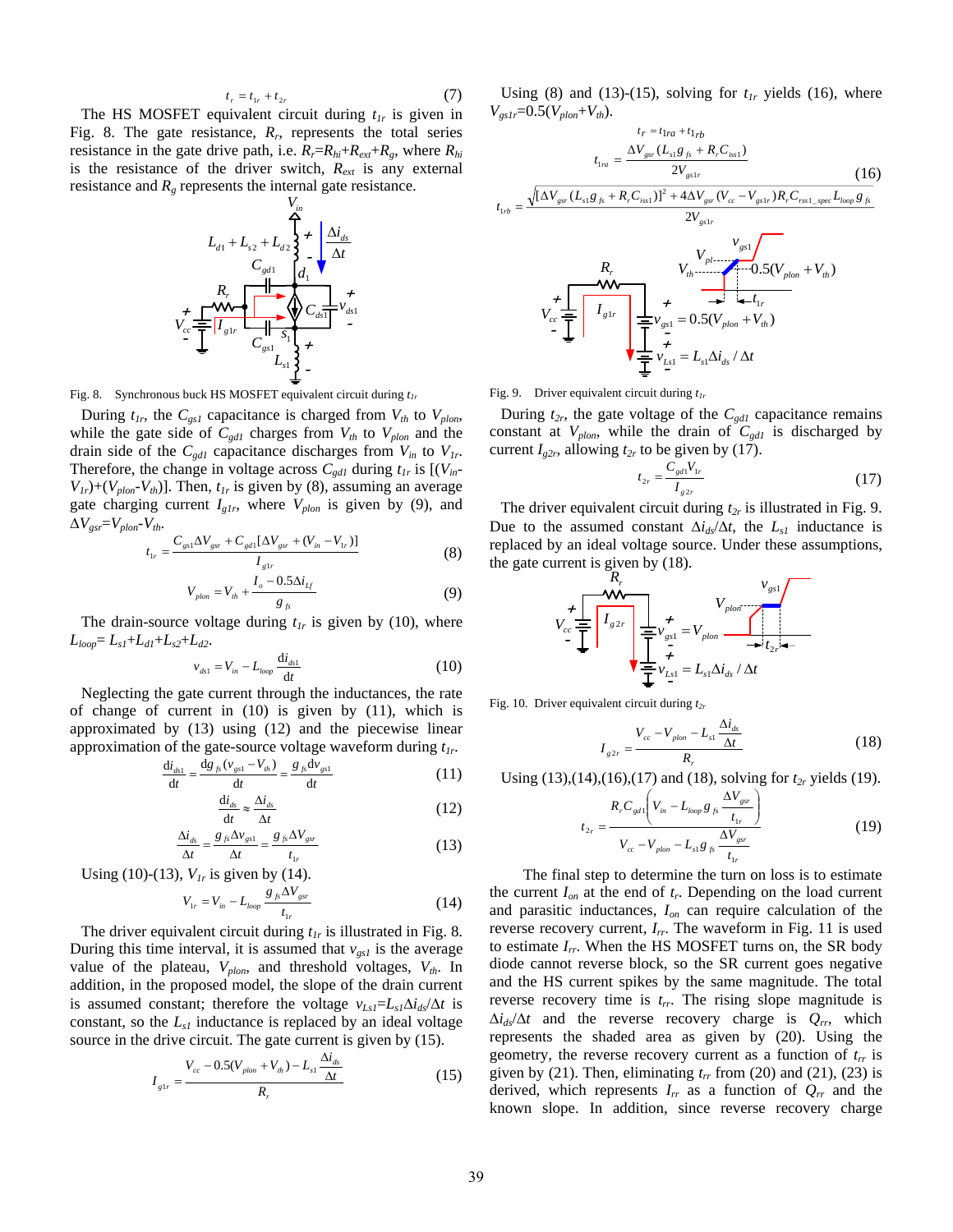$$t_r = t_{1r} + t_{2r} \tag{7}$$

The HS MOSFET equivalent circuit during $t_{1r}$ is given in Fig. 8. The gate resistance, $R_r$, represents the total series resistance in the gate drive path, i.e. $R_r = R_{hi} + R_{ext} + R_g$, where $R_{hi}$ is the resistance of the driver switch, $R_{ext}$ is any external resistance and $R_g$ represents the internal gate resistance.

Fig. 8. Synchronous buck HS MOSFET equivalent circuit during $t_{1r}$

During $t_{1r}$, the $C_{gs1}$ capacitance is charged from $V_{th}$ to $V_{plon}$, while the gate side of $C_{gd1}$ charges from $V_{th}$ to $V_{plon}$ and the drain side of the $C_{gd1}$ capacitance discharges from $V_{in}$ to $V_{1r}$. Therefore, the change in voltage across $C_{gd1}$ during $t_{1r}$ is $[(V_{in} - V_{1r}) + (V_{plon} - V_{th})]$. Then, $t_{1r}$ is given by (8), assuming an average gate charging current $I_{g1r}$, where $V_{plon}$ is given by (9), and $\Delta V_{gsr} = V_{plon} - V_{th}$.

$$t_{1r} = \frac{C_{gs1}\Delta V_{gsr} + C_{gd1}[\Delta V_{gsr} + (V_{in} - V_{1r})]}{I_{g1r}} \tag{8}$$

$$V_{plon} = V_{th} + \frac{I_o - 0.5\Delta i_{Lf}}{g_{fs}} \tag{9}$$

The drain-source voltage during $t_{1r}$ is given by (10), where $L_{loop} = L_{s1} + L_{d1} + L_{s2} + L_{d2}$.

$$v_{ds1} = V_{in} - L_{loop}\frac{\mathrm{d}i_{ds1}}{\mathrm{d}t} \tag{10}$$

Neglecting the gate current through the inductances, the rate of change of current in (10) is given by (11), which is approximated by (13) using (12) and the piecewise linear approximation of the gate-source voltage waveform during $t_{1r}$.

$$\frac{\mathrm{d}i_{ds1}}{\mathrm{d}t} = \frac{\mathrm{d}g_{fs}(v_{gs1} - V_{th})}{\mathrm{d}t} = \frac{g_{fs}\mathrm{d}v_{gs1}}{\mathrm{d}t} \tag{11}$$

$$\frac{\mathrm{d}i_{ds}}{\mathrm{d}t} \approx \frac{\Delta i_{ds}}{\Delta t} \tag{12}$$

$$\frac{\Delta i_{ds}}{\Delta t} = \frac{g_{fs}\Delta v_{gs1}}{\Delta t} = \frac{g_{fs}\Delta V_{gsr}}{t_{1r}} \tag{13}$$

Using (10)-(13), $V_{1r}$ is given by (14).

$$V_{1r} = V_{in} - L_{loop}\frac{g_{fs}\Delta V_{gsr}}{t_{1r}} \tag{14}$$

The driver equivalent circuit during $t_{1r}$ is illustrated in Fig. 8. During this time interval, it is assumed that $v_{gs1}$ is the average value of the plateau, $V_{plon}$, and threshold voltages, $V_{th}$. In addition, in the proposed model, the slope of the drain current is assumed constant; therefore the voltage $v_{Ls1} = L_{s1}\Delta i_{ds}/\Delta t$ is constant, so the $L_{s1}$ inductance is replaced by an ideal voltage source in the drive circuit. The gate current is given by (15).

$$I_{g1r} = \frac{V_{cc} - 0.5(V_{plon} + V_{th}) - L_{s1}\dfrac{\Delta i_{ds}}{\Delta t}}{R_r} \tag{15}$$

Using (8) and (13)-(15), solving for $t_{1r}$ yields (16), where $V_{gs1r} = 0.5(V_{plon} + V_{th})$.

$$t_r = t_{1ra} + t_{1rb}$$
$$t_{1ra} = \frac{\Delta V_{gsr}(L_{s1}g_{fs} + R_r C_{iss1})}{2V_{gs1r}} \tag{16}$$
$$t_{1rb} = \frac{\sqrt{[\Delta V_{gsr}(L_{s1}g_{fs} + R_r C_{iss1})]^2 + 4\Delta V_{gsr}(V_{cc} - V_{gs1r})R_r C_{rss1\_spec}L_{loop}g_{fs}}}{2V_{gs1r}}$$

Fig. 9. Driver equivalent circuit during $t_{1r}$

During $t_{2r}$, the gate voltage of the $C_{gd1}$ capacitance remains constant at $V_{plon}$, while the drain of $C_{gd1}$ is discharged by current $I_{g2r}$, allowing $t_{2r}$ to be given by (17).

$$t_{2r} = \frac{C_{gd1}V_{1r}}{I_{g2r}} \tag{17}$$

The driver equivalent circuit during $t_{2r}$ is illustrated in Fig. 9. Due to the assumed constant $\Delta i_{ds}/\Delta t$, the $L_{s1}$ inductance is replaced by an ideal voltage source. Under these assumptions, the gate current is given by (18).

Fig. 10. Driver equivalent circuit during $t_{2r}$

$$I_{g2r} = \frac{V_{cc} - V_{plon} - L_{s1}\dfrac{\Delta i_{ds}}{\Delta t}}{R_r} \tag{18}$$

Using (13),(14),(16),(17) and (18), solving for $t_{2r}$ yields (19).

$$t_{2r} = \frac{R_r C_{gd1}\left(V_{in} - L_{loop}g_{fs}\dfrac{\Delta V_{gsr}}{t_{1r}}\right)}{V_{cc} - V_{plon} - L_{s1}g_{fs}\dfrac{\Delta V_{gsr}}{t_{1r}}} \tag{19}$$

The final step to determine the turn on loss is to estimate the current $I_{on}$ at the end of $t_r$. Depending on the load current and parasitic inductances, $I_{on}$ can require calculation of the reverse recovery current, $I_{rr}$. The waveform in Fig. 11 is used to estimate $I_{rr}$. When the HS MOSFET turns on, the SR body diode cannot reverse block, so the SR current goes negative and the HS current spikes by the same magnitude. The total reverse recovery time is $t_{rr}$. The rising slope magnitude is $\Delta i_{ds}/\Delta t$ and the reverse recovery charge is $Q_{rr}$, which represents the shaded area as given by (20). Using the geometry, the reverse recovery current as a function of $t_{rr}$ is given by (21). Then, eliminating $t_{rr}$ from (20) and (21), (23) is derived, which represents $I_{rr}$ as a function of $Q_{rr}$ and the known slope. In addition, since reverse recovery charge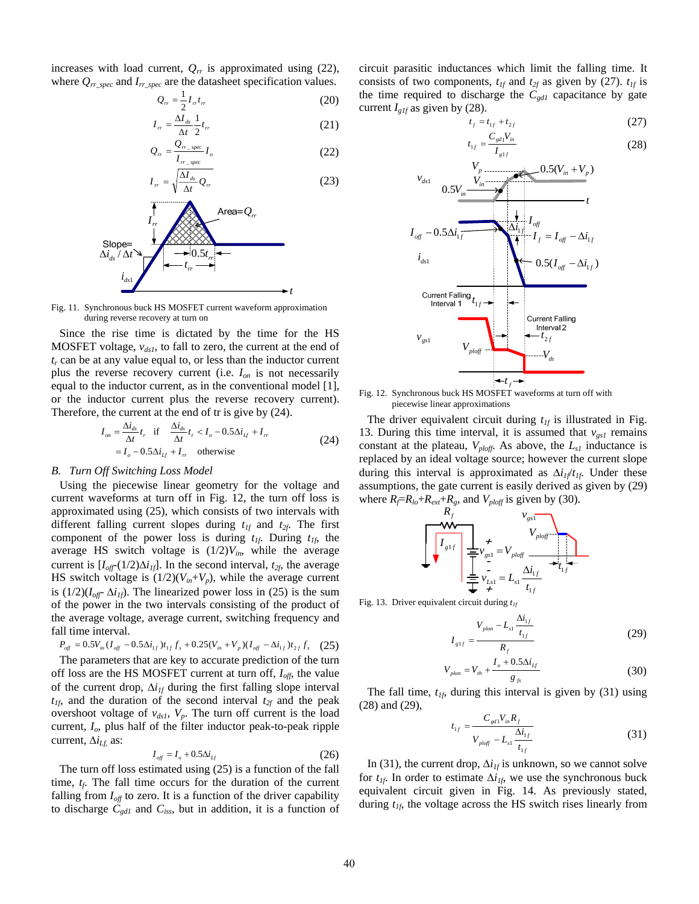increases with load current, $Q_{rr}$ is approximated using (22), where $Q_{rr\_spec}$ and $I_{rr\_spec}$ are the datasheet specification values.

$$Q_{rr} = \frac{1}{2} I_{rr} t_{rr} \tag{20}$$

$$I_{rr} = \frac{\Delta I_{ds}}{\Delta t} \frac{1}{2} t_{rr} \tag{21}$$

$$Q_{rr} = \frac{Q_{rr\_spec}}{I_{rr\_spec}} I_o \tag{22}$$

$$I_{rr} = \sqrt{\frac{\Delta I_{ds}}{\Delta t} Q_{rr}} \tag{23}$$

Fig. 11. Synchronous buck HS MOSFET current waveform approximation during reverse recovery at turn on

Since the rise time is dictated by the time for the HS MOSFET voltage, $v_{ds1}$, to fall to zero, the current at the end of $t_r$ can be at any value equal to, or less than the inductor current plus the reverse recovery current (i.e. $I_{on}$ is not necessarily equal to the inductor current, as in the conventional model [1], or the inductor current plus the reverse recovery current). Therefore, the current at the end of tr is give by (24).

$$\begin{aligned} I_{on} &= \frac{\Delta i_{ds}}{\Delta t} t_r \quad \text{if} \quad \frac{\Delta i_{ds}}{\Delta t} t_r < I_o - 0.5\Delta i_{Lf} + I_{rr} \\ &= I_o - 0.5\Delta i_{Lf} + I_{rr} \quad \text{otherwise} \end{aligned} \tag{24}$$

### B. Turn Off Switching Loss Model

Using the piecewise linear geometry for the voltage and current waveforms at turn off in Fig. 12, the turn off loss is approximated using (25), which consists of two intervals with different falling current slopes during $t_{1f}$ and $t_{2f}$. The first component of the power loss is during $t_{1f}$. During $t_{1f}$, the average HS switch voltage is $(1/2)V_{in}$, while the average current is $[I_{off}-(1/2)\Delta i_{1f}]$. In the second interval, $t_{2f}$, the average HS switch voltage is $(1/2)(V_{in}+V_p)$, while the average current is $(1/2)(I_{off}- \Delta i_{1f})$. The linearized power loss in (25) is the sum of the power in the two intervals consisting of the product of the average voltage, average current, switching frequency and fall time interval.

$$P_{off} = 0.5V_{in}(I_{off} - 0.5\Delta i_{1f})t_{1f} f_s + 0.25(V_{in} + V_p)(I_{off} - \Delta i_{1f})t_{2f} f_s \tag{25}$$

The parameters that are key to accurate prediction of the turn off loss are the HS MOSFET current at turn off, $I_{off}$, the value of the current drop, $\Delta i_{1f}$ during the first falling slope interval $t_{1f}$, and the duration of the second interval $t_{2f}$ and the peak overshoot voltage of $v_{ds1}$, $V_p$. The turn off current is the load current, $I_o$, plus half of the filter inductor peak-to-peak ripple current, $\Delta i_{Lf}$, as:

$$I_{off} = I_o + 0.5\Delta i_{Lf} \tag{26}$$

The turn off loss estimated using (25) is a function of the fall time, $t_f$. The fall time occurs for the duration of the current falling from $I_{off}$ to zero. It is a function of the driver capability to discharge $C_{gd1}$ and $C_{iss}$, but in addition, it is a function of circuit parasitic inductances which limit the falling time. It consists of two components, $t_{1f}$ and $t_{2f}$ as given by (27). $t_{1f}$ is the time required to discharge the $C_{gd1}$ capacitance by gate current $I_{g1f}$ as given by (28).

$$t_f = t_{1f} + t_{2f} \tag{27}$$

$$t_{1f} = \frac{C_{gd1} V_{in}}{I_{g1f}} \tag{28}$$

Fig. 12. Synchronous buck HS MOSFET waveforms at turn off with piecewise linear approximations

The driver equivalent circuit during $t_{1f}$ is illustrated in Fig. 13. During this time interval, it is assumed that $v_{gs1}$ remains constant at the plateau, $V_{ploff}$. As above, the $L_{s1}$ inductance is replaced by an ideal voltage source; however the current slope during this interval is approximated as $\Delta i_{1f}/t_{1f}$. Under these assumptions, the gate current is easily derived as given by (29) where $R_f$=$R_{lo}$+$R_{ext}$+$R_g$, and $V_{ploff}$ is given by (30).

Fig. 13. Driver equivalent circuit during $t_{1f}$

$$I_{g1f} = \frac{V_{plon} - L_{s1}\dfrac{\Delta i_{1f}}{t_{1f}}}{R_f} \tag{29}$$

$$V_{plon} = V_{th} + \frac{I_o + 0.5\Delta i_{Lf}}{g_{fs}} \tag{30}$$

The fall time, $t_{1f}$, during this interval is given by (31) using (28) and (29),

$$t_{1f} = \frac{C_{gd1} V_{in} R_f}{V_{ploff} - L_{s1}\dfrac{\Delta i_{1f}}{t_{1f}}} \tag{31}$$

In (31), the current drop, $\Delta i_{1f}$ is unknown, so we cannot solve for $t_{1f}$. In order to estimate $\Delta i_{1f}$, we use the synchronous buck equivalent circuit given in Fig. 14. As previously stated, during $t_{1f}$, the voltage across the HS switch rises linearly from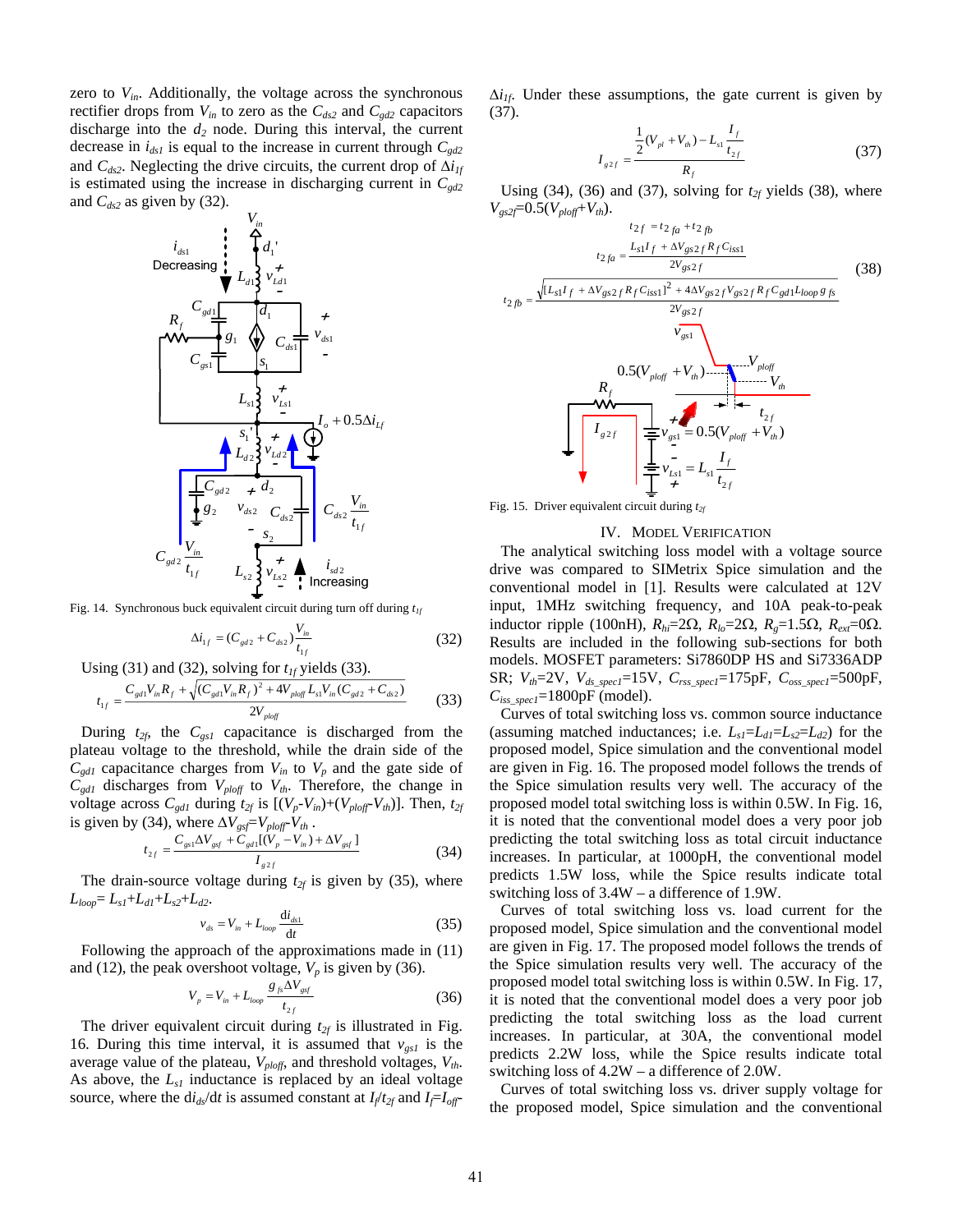zero to $V_{in}$. Additionally, the voltage across the synchronous rectifier drops from $V_{in}$ to zero as the $C_{ds2}$ and $C_{gd2}$ capacitors discharge into the $d_2$ node. During this interval, the current decrease in $i_{ds1}$ is equal to the increase in current through $C_{gd2}$ and $C_{ds2}$. Neglecting the drive circuits, the current drop of $\Delta i_{1f}$ is estimated using the increase in discharging current in $C_{gd2}$ and $C_{ds2}$ as given by (32).

Fig. 14. Synchronous buck equivalent circuit during turn off during $t_{1f}$

$$\Delta i_{1f} = (C_{gd2} + C_{ds2})\frac{V_{in}}{t_{1f}} \tag{32}$$

Using (31) and (32), solving for $t_{1f}$ yields (33).

$$t_{1f} = \frac{C_{gd1}V_{in}R_f + \sqrt{(C_{gd1}V_{in}R_f)^2 + 4V_{ploff}L_{s1}V_{in}(C_{gd2}+C_{ds2})}}{2V_{ploff}} \tag{33}$$

During $t_{2f}$, the $C_{gs1}$ capacitance is discharged from the plateau voltage to the threshold, while the drain side of the $C_{gd1}$ capacitance charges from $V_{in}$ to $V_p$ and the gate side of $C_{gd1}$ discharges from $V_{ploff}$ to $V_{th}$. Therefore, the change in voltage across $C_{gd1}$ during $t_{2f}$ is $[(V_p-V_{in})+(V_{ploff}-V_{th})]$. Then, $t_{2f}$ is given by (34), where $\Delta V_{gsf}=V_{ploff}-V_{th}$ .

$$t_{2f} = \frac{C_{gs1}\Delta V_{gsf} + C_{gd1}[(V_p - V_{in}) + \Delta V_{gsf}]}{I_{g2f}} \tag{34}$$

The drain-source voltage during $t_{2f}$ is given by (35), where $L_{loop}= L_{s1}+L_{d1}+L_{s2}+L_{d2}$.

$$v_{ds} = V_{in} + L_{loop}\frac{di_{ds1}}{dt} \tag{35}$$

Following the approach of the approximations made in (11) and (12), the peak overshoot voltage, $V_p$ is given by (36).

$$V_p = V_{in} + L_{loop}\frac{g_{fs}\Delta V_{gsf}}{t_{2f}} \tag{36}$$

The driver equivalent circuit during $t_{2f}$ is illustrated in Fig. 16. During this time interval, it is assumed that $v_{gs1}$ is the average value of the plateau, $V_{ploff}$, and threshold voltages, $V_{th}$. As above, the $L_{s1}$ inductance is replaced by an ideal voltage source, where the $di_{ds}/dt$ is assumed constant at $I_f/t_{2f}$ and $I_f=I_{off}-\Delta i_{1f}$. Under these assumptions, the gate current is given by (37).

$$I_{g2f} = \frac{\frac{1}{2}(V_{pl}+V_{th}) - L_{s1}\frac{I_f}{t_{2f}}}{R_f} \tag{37}$$

Using (34), (36) and (37), solving for $t_{2f}$ yields (38), where $V_{gs2f}=0.5(V_{ploff}+V_{th})$.

$$\begin{aligned} t_{2f} &= t_{2fa} + t_{2fb} \\ t_{2fa} &= \frac{L_{s1}I_f + \Delta V_{gs2f}R_f C_{iss1}}{2V_{gs2f}} \\ t_{2fb} &= \frac{\sqrt{[L_{s1}I_f + \Delta V_{gs2f}R_f C_{iss1}]^2 + 4\Delta V_{gs2f}V_{gs2f}R_f C_{gd1}L_{loop}g_{fs}}}{2V_{gs2f}} \end{aligned} \tag{38}$$

Fig. 15. Driver equivalent circuit during $t_{2f}$

## IV. Model Verification

The analytical switching loss model with a voltage source drive was compared to SIMetrix Spice simulation and the conventional model in [1]. Results were calculated at 12V input, 1MHz switching frequency, and 10A peak-to-peak inductor ripple (100nH), $R_{hi}$=2Ω, $R_{lo}$=2Ω, $R_g$=1.5Ω, $R_{ext}$=0Ω. Results are included in the following sub-sections for both models. MOSFET parameters: Si7860DP HS and Si7336ADP SR; $V_{th}$=2V, $V_{ds\_spec1}$=15V, $C_{rss\_spec1}$=175pF, $C_{oss\_spec1}$=500pF, $C_{iss\_spec1}$=1800pF (model).

Curves of total switching loss vs. common source inductance (assuming matched inductances; i.e. $L_{s1}=L_{d1}=L_{s2}=L_{d2}$) for the proposed model, Spice simulation and the conventional model are given in Fig. 16. The proposed model follows the trends of the Spice simulation results very well. The accuracy of the proposed model total switching loss is within 0.5W. In Fig. 16, it is noted that the conventional model does a very poor job predicting the total switching loss as total circuit inductance increases. In particular, at 1000pH, the conventional model predicts 1.5W loss, while the Spice results indicate total switching loss of 3.4W – a difference of 1.9W.

Curves of total switching loss vs. load current for the proposed model, Spice simulation and the conventional model are given in Fig. 17. The proposed model follows the trends of the Spice simulation results very well. The accuracy of the proposed model total switching loss is within 0.5W. In Fig. 17, it is noted that the conventional model does a very poor job predicting the total switching loss as the load current increases. In particular, at 30A, the conventional model predicts 2.2W loss, while the Spice results indicate total switching loss of 4.2W – a difference of 2.0W.

Curves of total switching loss vs. driver supply voltage for the proposed model, Spice simulation and the conventional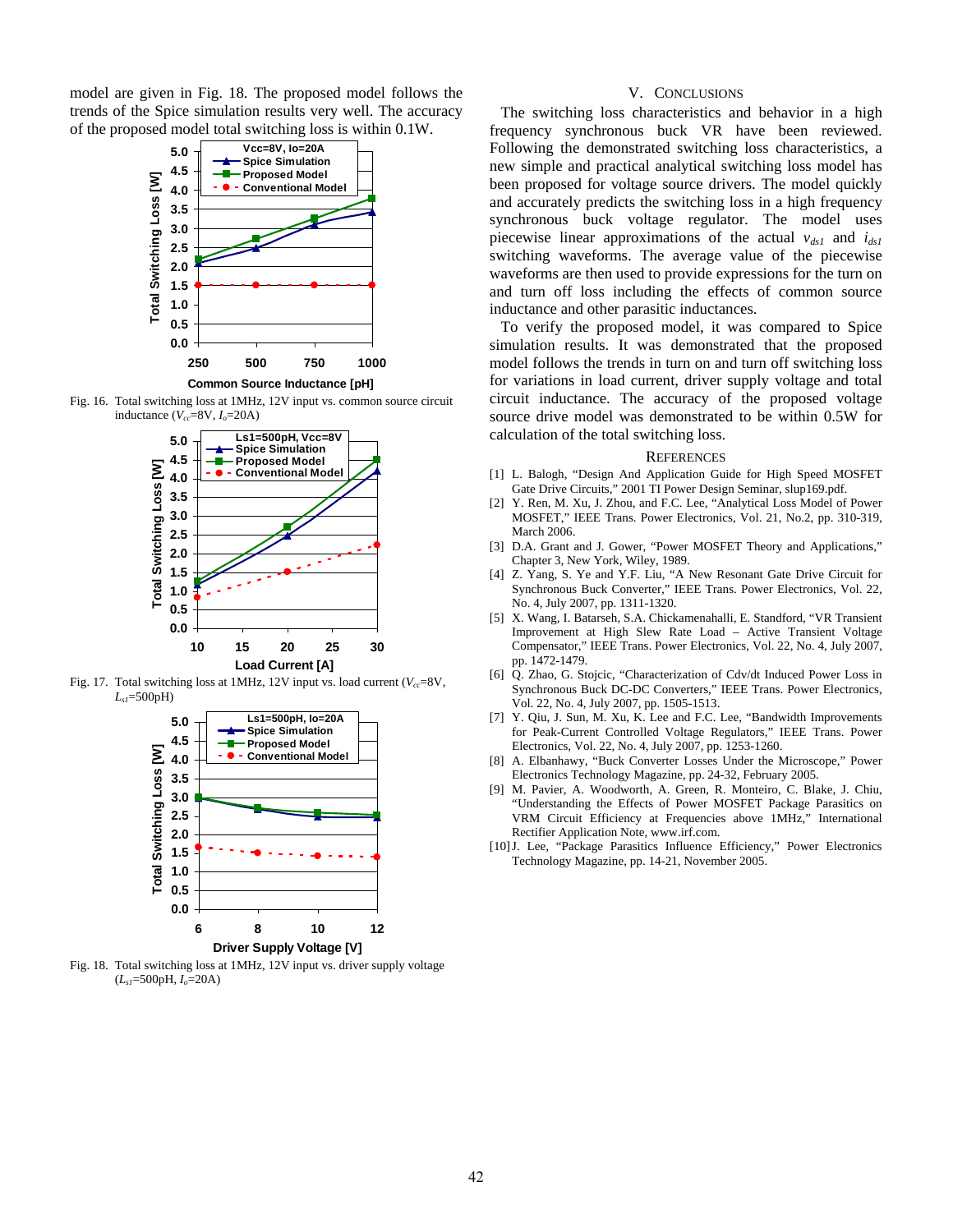model are given in Fig. 18. The proposed model follows the trends of the Spice simulation results very well. The accuracy of the proposed model total switching loss is within 0.1W.

Vcc=8V, Io=20A
Spice Simulation
Proposed Model
Conventional Model
Total Switching Loss [W]
5.0
4.5
4.0
3.5
3.0
2.5
2.0
1.5
1.0
0.5
0.0
250
500
750
1000
Common Source Inductance [pH]

Fig. 16. Total switching loss at 1MHz, 12V input vs. common source circuit inductance ($V_{cc}$=8V, $I_o$=20A)

Ls1=500pH, Vcc=8V
Spice Simulation
Proposed Model
Conventional Model
Total Switching Loss [W]
5.0
4.5
4.0
3.5
3.0
2.5
2.0
1.5
1.0
0.5
0.0
10
15
20
25
30
Load Current [A]

Fig. 17. Total switching loss at 1MHz, 12V input vs. load current ($V_{cc}$=8V, $L_{s1}$=500pH)

Ls1=500pH, Io=20A
Spice Simulation
Proposed Model
Conventional Model
Total Switching Loss [W]
5.0
4.5
4.0
3.5
3.0
2.5
2.0
1.5
1.0
0.5
0.0
6
8
10
12
Driver Supply Voltage [V]

Fig. 18. Total switching loss at 1MHz, 12V input vs. driver supply voltage ($L_{s1}$=500pH, $I_o$=20A)

## V. Conclusions

The switching loss characteristics and behavior in a high frequency synchronous buck VR have been reviewed. Following the demonstrated switching loss characteristics, a new simple and practical analytical switching loss model has been proposed for voltage source drivers. The model quickly and accurately predicts the switching loss in a high frequency synchronous buck voltage regulator. The model uses piecewise linear approximations of the actual $v_{ds1}$ and $i_{ds1}$ switching waveforms. The average value of the piecewise waveforms are then used to provide expressions for the turn on and turn off loss including the effects of common source inductance and other parasitic inductances.

To verify the proposed model, it was compared to Spice simulation results. It was demonstrated that the proposed model follows the trends in turn on and turn off switching loss for variations in load current, driver supply voltage and total circuit inductance. The accuracy of the proposed voltage source drive model was demonstrated to be within 0.5W for calculation of the total switching loss.

## References

[1] L. Balogh, "Design And Application Guide for High Speed MOSFET Gate Drive Circuits," 2001 TI Power Design Seminar, slup169.pdf.

[2] Y. Ren, M. Xu, J. Zhou, and F.C. Lee, "Analytical Loss Model of Power MOSFET," IEEE Trans. Power Electronics, Vol. 21, No.2, pp. 310-319, March 2006.

[3] D.A. Grant and J. Gower, "Power MOSFET Theory and Applications," Chapter 3, New York, Wiley, 1989.

[4] Z. Yang, S. Ye and Y.F. Liu, "A New Resonant Gate Drive Circuit for Synchronous Buck Converter," IEEE Trans. Power Electronics, Vol. 22, No. 4, July 2007, pp. 1311-1320.

[5] X. Wang, I. Batarseh, S.A. Chickamenahalli, E. Standford, "VR Transient Improvement at High Slew Rate Load – Active Transient Voltage Compensator," IEEE Trans. Power Electronics, Vol. 22, No. 4, July 2007, pp. 1472-1479.

[6] Q. Zhao, G. Stojcic, "Characterization of Cdv/dt Induced Power Loss in Synchronous Buck DC-DC Converters," IEEE Trans. Power Electronics, Vol. 22, No. 4, July 2007, pp. 1505-1513.

[7] Y. Qiu, J. Sun, M. Xu, K. Lee and F.C. Lee, "Bandwidth Improvements for Peak-Current Controlled Voltage Regulators," IEEE Trans. Power Electronics, Vol. 22, No. 4, July 2007, pp. 1253-1260.

[8] A. Elbanhawy, "Buck Converter Losses Under the Microscope," Power Electronics Technology Magazine, pp. 24-32, February 2005.

[9] M. Pavier, A. Woodworth, A. Green, R. Monteiro, C. Blake, J. Chiu, "Understanding the Effects of Power MOSFET Package Parasitics on VRM Circuit Efficiency at Frequencies above 1MHz," International Rectifier Application Note, www.irf.com.

[10] J. Lee, "Package Parasitics Influence Efficiency," Power Electronics Technology Magazine, pp. 14-21, November 2005.